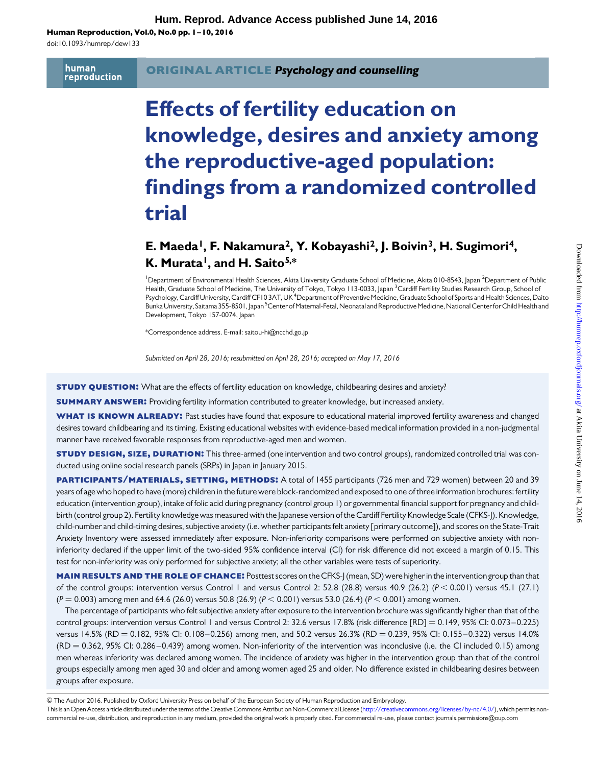**ORIGINAL ARTICLE** ***Psychology and counselling***

# Effects of fertility education on knowledge, desires and anxiety among the reproductive-aged population: findings from a randomized controlled trial

**E. Maeda[1], F. Nakamura[2], Y. Kobayashi[2], J. Boivin[3], H. Sugimori[4], K. Murata[1], and H. Saito[5,*]**

[1]Department of Environmental Health Sciences, Akita University Graduate School of Medicine, Akita 010-8543, Japan [2]Department of Public Health, Graduate School of Medicine, The University of Tokyo, Tokyo 113-0033, Japan [3]Cardiff Fertility Studies Research Group, School of Psychology, Cardiff University, Cardiff CF10 3AT, UK [4]Department of Preventive Medicine, Graduate School of Sports and Health Sciences, Daito Bunka University, Saitama 355-8501, Japan [5]Center of Maternal-Fetal, Neonatal and Reproductive Medicine, National Center for Child Health and Development, Tokyo 157-0074, Japan

*Correspondence address. E-mail: saitou-hi@ncchd.go.jp

*Submitted on April 28, 2016; resubmitted on April 28, 2016; accepted on May 17, 2016*

**STUDY QUESTION:** What are the effects of fertility education on knowledge, childbearing desires and anxiety?

**SUMMARY ANSWER:** Providing fertility information contributed to greater knowledge, but increased anxiety.

**WHAT IS KNOWN ALREADY:** Past studies have found that exposure to educational material improved fertility awareness and changed desires toward childbearing and its timing. Existing educational websites with evidence-based medical information provided in a non-judgmental manner have received favorable responses from reproductive-aged men and women.

**STUDY DESIGN, SIZE, DURATION:** This three-armed (one intervention and two control groups), randomized controlled trial was conducted using online social research panels (SRPs) in Japan in January 2015.

**PARTICIPANTS/MATERIALS, SETTING, METHODS:** A total of 1455 participants (726 men and 729 women) between 20 and 39 years of age who hoped to have (more) children in the future were block-randomized and exposed to one of three information brochures: fertility education (intervention group), intake of folic acid during pregnancy (control group 1) or governmental financial support for pregnancy and childbirth (control group 2). Fertility knowledge was measured with the Japanese version of the Cardiff Fertility Knowledge Scale (CFKS-J). Knowledge, child-number and child-timing desires, subjective anxiety (i.e. whether participants felt anxiety [primary outcome]), and scores on the State-Trait Anxiety Inventory were assessed immediately after exposure. Non-inferiority comparisons were performed on subjective anxiety with non-inferiority declared if the upper limit of the two-sided 95% confidence interval (CI) for risk difference did not exceed a margin of 0.15. This test for non-inferiority was only performed for subjective anxiety; all the other variables were tests of superiority.

**MAIN RESULTS AND THE ROLE OF CHANCE:** Posttest scores on the CFKS-J (mean, SD) were higher in the intervention group than that of the control groups: intervention versus Control 1 and versus Control 2: 52.8 (28.8) versus 40.9 (26.2) ($P < 0.001$) versus 45.1 (27.1) ($P = 0.003$) among men and 64.6 (26.0) versus 50.8 (26.9) ($P < 0.001$) versus 53.0 (26.4) ($P < 0.001$) among women.

The percentage of participants who felt subjective anxiety after exposure to the intervention brochure was significantly higher than that of the control groups: intervention versus Control 1 and versus Control 2: 32.6 versus 17.8% (risk difference [RD] = 0.149, 95% CI: 0.073–0.225) versus 14.5% (RD = 0.182, 95% CI: 0.108–0.256) among men, and 50.2 versus 26.3% (RD = 0.239, 95% CI: 0.155–0.322) versus 14.0% (RD = 0.362, 95% CI: 0.286–0.439) among women. Non-inferiority of the intervention was inconclusive (i.e. the CI included 0.15) among men whereas inferiority was declared among women. The incidence of anxiety was higher in the intervention group than that of the control groups especially among men aged 30 and older and among women aged 25 and older. No difference existed in childbearing desires between groups after exposure.

© The Author 2016. Published by Oxford University Press on behalf of the European Society of Human Reproduction and Embryology.
This is an Open Access article distributed under the terms of the Creative Commons Attribution Non-Commercial License (http://creativecommons.org/licenses/by-nc/4.0/), which permits non-commercial re-use, distribution, and reproduction in any medium, provided the original work is properly cited. For commercial re-use, please contact journals.permissions@oup.com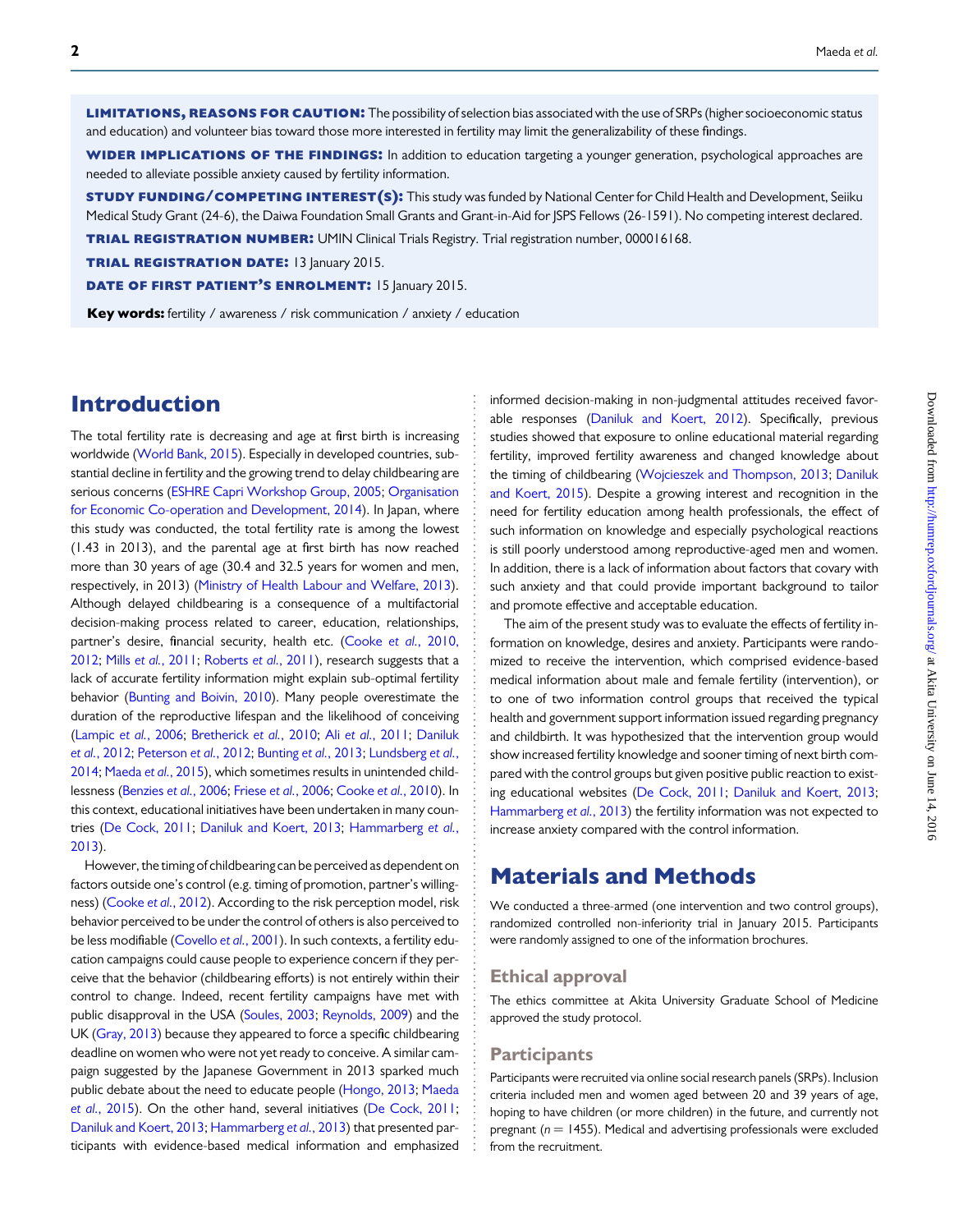**LIMITATIONS, REASONS FOR CAUTION:** The possibility of selection bias associated with the use of SRPs (higher socioeconomic status and education) and volunteer bias toward those more interested in fertility may limit the generalizability of these findings.

**WIDER IMPLICATIONS OF THE FINDINGS:** In addition to education targeting a younger generation, psychological approaches are needed to alleviate possible anxiety caused by fertility information.

**STUDY FUNDING/COMPETING INTEREST(S):** This study was funded by National Center for Child Health and Development, Seiiku Medical Study Grant (24-6), the Daiwa Foundation Small Grants and Grant-in-Aid for JSPS Fellows (26-1591). No competing interest declared.

**TRIAL REGISTRATION NUMBER:** UMIN Clinical Trials Registry. Trial registration number, 000016168.

**TRIAL REGISTRATION DATE:** 13 January 2015.

**DATE OF FIRST PATIENT'S ENROLMENT:** 15 January 2015.

**Key words:** fertility / awareness / risk communication / anxiety / education

# Introduction

The total fertility rate is decreasing and age at first birth is increasing worldwide (World Bank, 2015). Especially in developed countries, substantial decline in fertility and the growing trend to delay childbearing are serious concerns (ESHRE Capri Workshop Group, 2005; Organisation for Economic Co-operation and Development, 2014). In Japan, where this study was conducted, the total fertility rate is among the lowest (1.43 in 2013), and the parental age at first birth has now reached more than 30 years of age (30.4 and 32.5 years for women and men, respectively, in 2013) (Ministry of Health Labour and Welfare, 2013). Although delayed childbearing is a consequence of a multifactorial decision-making process related to career, education, relationships, partner's desire, financial security, health etc. (Cooke *et al.*, 2010, 2012; Mills *et al.*, 2011; Roberts *et al.*, 2011), research suggests that a lack of accurate fertility information might explain sub-optimal fertility behavior (Bunting and Boivin, 2010). Many people overestimate the duration of the reproductive lifespan and the likelihood of conceiving (Lampic *et al.*, 2006; Bretherick *et al.*, 2010; Ali *et al.*, 2011; Daniluk *et al.*, 2012; Peterson *et al.*, 2012; Bunting *et al.*, 2013; Lundsberg *et al.*, 2014; Maeda *et al.*, 2015), which sometimes results in unintended childlessness (Benzies *et al.*, 2006; Friese *et al.*, 2006; Cooke *et al.*, 2010). In this context, educational initiatives have been undertaken in many countries (De Cock, 2011; Daniluk and Koert, 2013; Hammarberg *et al.*, 2013).

However, the timing of childbearing can be perceived as dependent on factors outside one's control (e.g. timing of promotion, partner's willingness) (Cooke *et al.*, 2012). According to the risk perception model, risk behavior perceived to be under the control of others is also perceived to be less modifiable (Covello *et al.*, 2001). In such contexts, a fertility education campaigns could cause people to experience concern if they perceive that the behavior (childbearing efforts) is not entirely within their control to change. Indeed, recent fertility campaigns have met with public disapproval in the USA (Soules, 2003; Reynolds, 2009) and the UK (Gray, 2013) because they appeared to force a specific childbearing deadline on women who were not yet ready to conceive. A similar campaign suggested by the Japanese Government in 2013 sparked much public debate about the need to educate people (Hongo, 2013; Maeda *et al.*, 2015). On the other hand, several initiatives (De Cock, 2011; Daniluk and Koert, 2013; Hammarberg *et al.*, 2013) that presented participants with evidence-based medical information and emphasized informed decision-making in non-judgmental attitudes received favorable responses (Daniluk and Koert, 2012). Specifically, previous studies showed that exposure to online educational material regarding fertility, improved fertility awareness and changed knowledge about the timing of childbearing (Wojcieszek and Thompson, 2013; Daniluk and Koert, 2015). Despite a growing interest and recognition in the need for fertility education among health professionals, the effect of such information on knowledge and especially psychological reactions is still poorly understood among reproductive-aged men and women. In addition, there is a lack of information about factors that covary with such anxiety and that could provide important background to tailor and promote effective and acceptable education.

The aim of the present study was to evaluate the effects of fertility information on knowledge, desires and anxiety. Participants were randomized to receive the intervention, which comprised evidence-based medical information about male and female fertility (intervention), or to one of two information control groups that received the typical health and government support information issued regarding pregnancy and childbirth. It was hypothesized that the intervention group would show increased fertility knowledge and sooner timing of next birth compared with the control groups but given positive public reaction to existing educational websites (De Cock, 2011; Daniluk and Koert, 2013; Hammarberg *et al.*, 2013) the fertility information was not expected to increase anxiety compared with the control information.

# Materials and Methods

We conducted a three-armed (one intervention and two control groups), randomized controlled non-inferiority trial in January 2015. Participants were randomly assigned to one of the information brochures.

## Ethical approval

The ethics committee at Akita University Graduate School of Medicine approved the study protocol.

## Participants

Participants were recruited via online social research panels (SRPs). Inclusion criteria included men and women aged between 20 and 39 years of age, hoping to have children (or more children) in the future, and currently not pregnant ($n = 1455$). Medical and advertising professionals were excluded from the recruitment.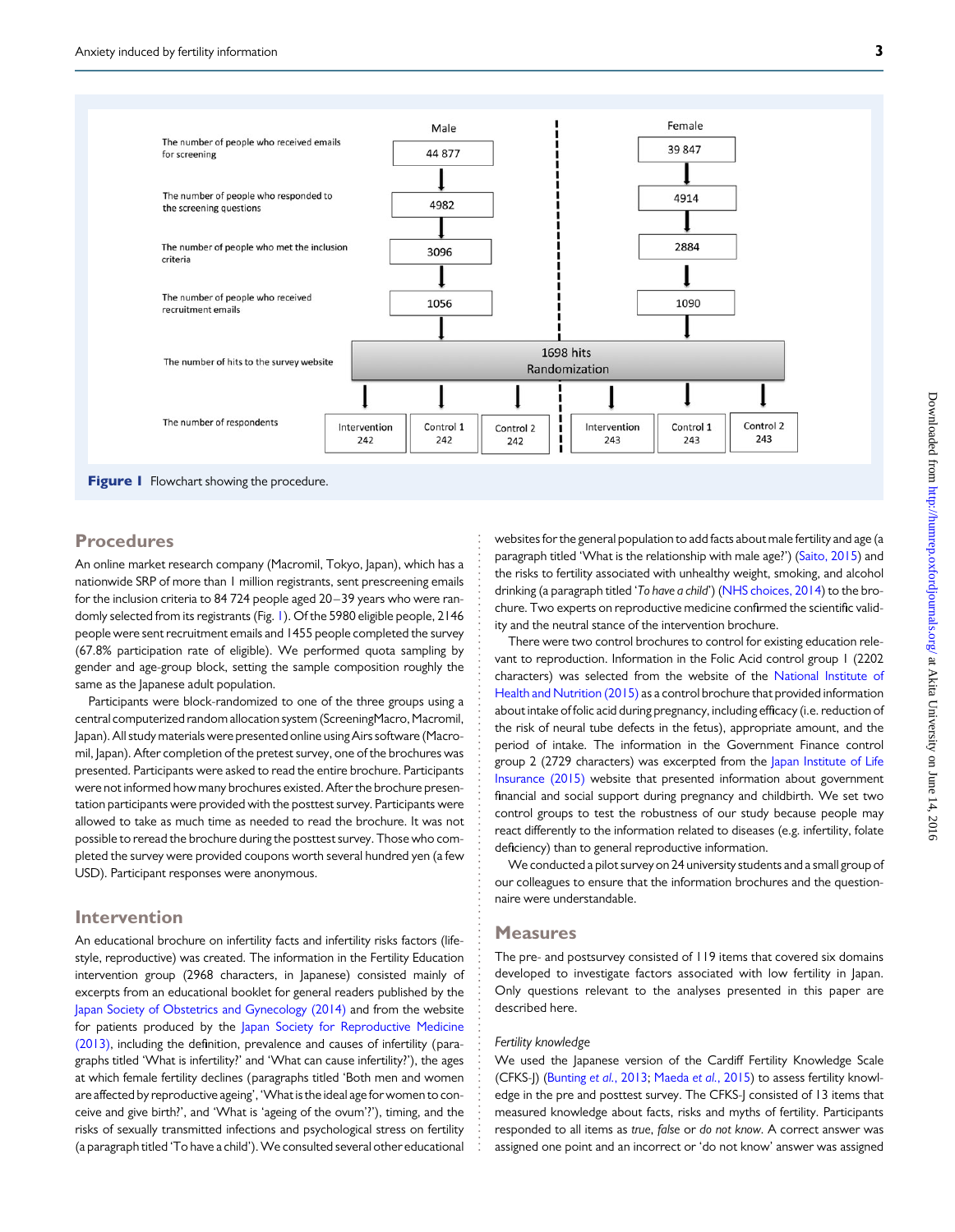Male

The number of people who received emails for screening
44 877

The number of people who responded to the screening questions
4982

The number of people who met the inclusion criteria
3096

The number of people who received recruitment emails
1056

Female

39 847

4914

2884

1090

The number of hits to the survey website
1698 hits
Randomization

The number of respondents
Intervention 242
Control 1 242
Control 2 242
Intervention 243
Control 1 243
Control 2 243

**Figure 1** Flowchart showing the procedure.

## Procedures

An online market research company (Macromil, Tokyo, Japan), which has a nationwide SRP of more than 1 million registrants, sent prescreening emails for the inclusion criteria to 84 724 people aged 20–39 years who were randomly selected from its registrants (Fig. 1). Of the 5980 eligible people, 2146 people were sent recruitment emails and 1455 people completed the survey (67.8% participation rate of eligible). We performed quota sampling by gender and age-group block, setting the sample composition roughly the same as the Japanese adult population.

Participants were block-randomized to one of the three groups using a central computerized random allocation system (ScreeningMacro, Macromil, Japan). All study materials were presented online using Airs software (Macromil, Japan). After completion of the pretest survey, one of the brochures was presented. Participants were asked to read the entire brochure. Participants were not informed how many brochures existed. After the brochure presentation participants were provided with the posttest survey. Participants were allowed to take as much time as needed to read the brochure. It was not possible to reread the brochure during the posttest survey. Those who completed the survey were provided coupons worth several hundred yen (a few USD). Participant responses were anonymous.

## Intervention

An educational brochure on infertility facts and infertility risks factors (lifestyle, reproductive) was created. The information in the Fertility Education intervention group (2968 characters, in Japanese) consisted mainly of excerpts from an educational booklet for general readers published by the Japan Society of Obstetrics and Gynecology (2014) and from the website for patients produced by the Japan Society for Reproductive Medicine (2013), including the definition, prevalence and causes of infertility (paragraphs titled 'What is infertility?' and 'What can cause infertility?'), the ages at which female fertility declines (paragraphs titled 'Both men and women are affected by reproductive ageing', 'What is the ideal age for women to conceive and give birth?', and 'What is 'ageing of the ovum'?'), timing, and the risks of sexually transmitted infections and psychological stress on fertility (a paragraph titled 'To have a child'). We consulted several other educational websites for the general population to add facts about male fertility and age (a paragraph titled 'What is the relationship with male age?') (Saito, 2015) and the risks to fertility associated with unhealthy weight, smoking, and alcohol drinking (a paragraph titled '*To have a child*') (NHS choices, 2014) to the brochure. Two experts on reproductive medicine confirmed the scientific validity and the neutral stance of the intervention brochure.

There were two control brochures to control for existing education relevant to reproduction. Information in the Folic Acid control group 1 (2202 characters) was selected from the website of the National Institute of Health and Nutrition (2015) as a control brochure that provided information about intake of folic acid during pregnancy, including efficacy (i.e. reduction of the risk of neural tube defects in the fetus), appropriate amount, and the period of intake. The information in the Government Finance control group 2 (2729 characters) was excerpted from the Japan Institute of Life Insurance (2015) website that presented information about government financial and social support during pregnancy and childbirth. We set two control groups to test the robustness of our study because people may react differently to the information related to diseases (e.g. infertility, folate deficiency) than to general reproductive information.

We conducted a pilot survey on 24 university students and a small group of our colleagues to ensure that the information brochures and the questionnaire were understandable.

## Measures

The pre- and postsurvey consisted of 119 items that covered six domains developed to investigate factors associated with low fertility in Japan. Only questions relevant to the analyses presented in this paper are described here.

### *Fertility knowledge*

We used the Japanese version of the Cardiff Fertility Knowledge Scale (CFKS-J) (Bunting *et al.*, 2013; Maeda *et al.*, 2015) to assess fertility knowledge in the pre and posttest survey. The CFKS-J consisted of 13 items that measured knowledge about facts, risks and myths of fertility. Participants responded to all items as *true*, *false* or *do not know*. A correct answer was assigned one point and an incorrect or 'do not know' answer was assigned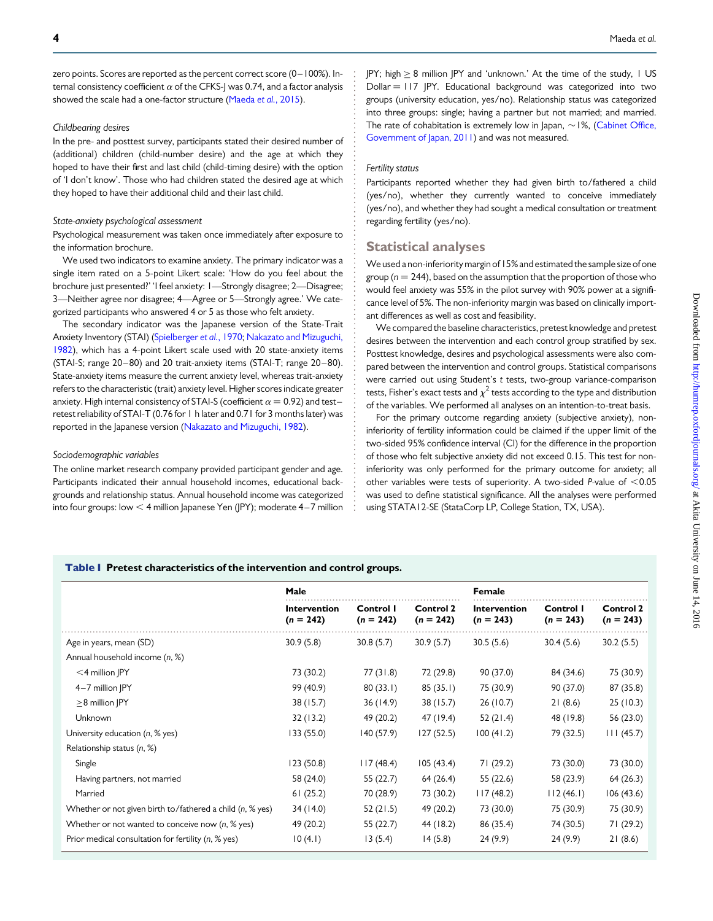zero points. Scores are reported as the percent correct score (0–100%). Internal consistency coefficient $\alpha$ of the CFKS-J was 0.74, and a factor analysis showed the scale had a one-factor structure (Maeda *et al.*, 2015).

#### *Childbearing desires*

In the pre- and posttest survey, participants stated their desired number of (additional) children (child-number desire) and the age at which they hoped to have their first and last child (child-timing desire) with the option of 'I don't know'. Those who had children stated the desired age at which they hoped to have their additional child and their last child.

#### *State-anxiety psychological assessment*

Psychological measurement was taken once immediately after exposure to the information brochure.

We used two indicators to examine anxiety. The primary indicator was a single item rated on a 5-point Likert scale: 'How do you feel about the brochure just presented?' 'I feel anxiety: 1—Strongly disagree; 2—Disagree; 3—Neither agree nor disagree; 4—Agree or 5—Strongly agree.' We categorized participants who answered 4 or 5 as those who felt anxiety.

The secondary indicator was the Japanese version of the State-Trait Anxiety Inventory (STAI) (Spielberger *et al.*, 1970; Nakazato and Mizuguchi, 1982), which has a 4-point Likert scale used with 20 state-anxiety items (STAI-S; range 20–80) and 20 trait-anxiety items (STAI-T; range 20–80). State-anxiety items measure the current anxiety level, whereas trait-anxiety refers to the characteristic (trait) anxiety level. Higher scores indicate greater anxiety. High internal consistency of STAI-S (coefficient $\alpha = 0.92$) and test–retest reliability of STAI-T (0.76 for 1 h later and 0.71 for 3 months later) was reported in the Japanese version (Nakazato and Mizuguchi, 1982).

#### *Sociodemographic variables*

The online market research company provided participant gender and age. Participants indicated their annual household incomes, educational backgrounds and relationship status. Annual household income was categorized into four groups: low < 4 million Japanese Yen (JPY); moderate 4–7 million JPY; high ≥ 8 million JPY and 'unknown.' At the time of the study, 1 US Dollar = 117 JPY. Educational background was categorized into two groups (university education, yes/no). Relationship status was categorized into three groups: single; having a partner but not married; and married. The rate of cohabitation is extremely low in Japan, ~1%, (Cabinet Office, Government of Japan, 2011) and was not measured.

#### *Fertility status*

Participants reported whether they had given birth to/fathered a child (yes/no), whether they currently wanted to conceive immediately (yes/no), and whether they had sought a medical consultation or treatment regarding fertility (yes/no).

## Statistical analyses

We used a non-inferiority margin of 15% and estimated the sample size of one group ($n = 244$), based on the assumption that the proportion of those who would feel anxiety was 55% in the pilot survey with 90% power at a significance level of 5%. The non-inferiority margin was based on clinically important differences as well as cost and feasibility.

We compared the baseline characteristics, pretest knowledge and pretest desires between the intervention and each control group stratified by sex. Posttest knowledge, desires and psychological assessments were also compared between the intervention and control groups. Statistical comparisons were carried out using Student's *t* tests, two-group variance-comparison tests, Fisher's exact tests and $\chi^2$ tests according to the type and distribution of the variables. We performed all analyses on an intention-to-treat basis.

For the primary outcome regarding anxiety (subjective anxiety), non-inferiority of fertility information could be claimed if the upper limit of the two-sided 95% confidence interval (CI) for the difference in the proportion of those who felt subjective anxiety did not exceed 0.15. This test for non-inferiority was only performed for the primary outcome for anxiety; all other variables were tests of superiority. A two-sided *P*-value of <0.05 was used to define statistical significance. All the analyses were performed using STATA12-SE (StataCorp LP, College Station, TX, USA).

**Table I Pretest characteristics of the intervention and control groups.**

| | Male | | | Female | | |
|---|---|---|---|---|---|---|
| | Intervention ($n = 242$) | Control 1 ($n = 242$) | Control 2 ($n = 242$) | Intervention ($n = 243$) | Control 1 ($n = 243$) | Control 2 ($n = 243$) |
| Age in years, mean (SD) | 30.9 (5.8) | 30.8 (5.7) | 30.9 (5.7) | 30.5 (5.6) | 30.4 (5.6) | 30.2 (5.5) |
| Annual household income (*n*, %) | | | | | | |
| <4 million JPY | 73 (30.2) | 77 (31.8) | 72 (29.8) | 90 (37.0) | 84 (34.6) | 75 (30.9) |
| 4–7 million JPY | 99 (40.9) | 80 (33.1) | 85 (35.1) | 75 (30.9) | 90 (37.0) | 87 (35.8) |
| ≥8 million JPY | 38 (15.7) | 36 (14.9) | 38 (15.7) | 26 (10.7) | 21 (8.6) | 25 (10.3) |
| Unknown | 32 (13.2) | 49 (20.2) | 47 (19.4) | 52 (21.4) | 48 (19.8) | 56 (23.0) |
| University education (*n*, % yes) | 133 (55.0) | 140 (57.9) | 127 (52.5) | 100 (41.2) | 79 (32.5) | 111 (45.7) |
| Relationship status (*n*, %) | | | | | | |
| Single | 123 (50.8) | 117 (48.4) | 105 (43.4) | 71 (29.2) | 73 (30.0) | 73 (30.0) |
| Having partners, not married | 58 (24.0) | 55 (22.7) | 64 (26.4) | 55 (22.6) | 58 (23.9) | 64 (26.3) |
| Married | 61 (25.2) | 70 (28.9) | 73 (30.2) | 117 (48.2) | 112 (46.1) | 106 (43.6) |
| Whether or not given birth to/fathered a child (*n*, % yes) | 34 (14.0) | 52 (21.5) | 49 (20.2) | 73 (30.0) | 75 (30.9) | 75 (30.9) |
| Whether or not wanted to conceive now (*n*, % yes) | 49 (20.2) | 55 (22.7) | 44 (18.2) | 86 (35.4) | 74 (30.5) | 71 (29.2) |
| Prior medical consultation for fertility (*n*, % yes) | 10 (4.1) | 13 (5.4) | 14 (5.8) | 24 (9.9) | 24 (9.9) | 21 (8.6) |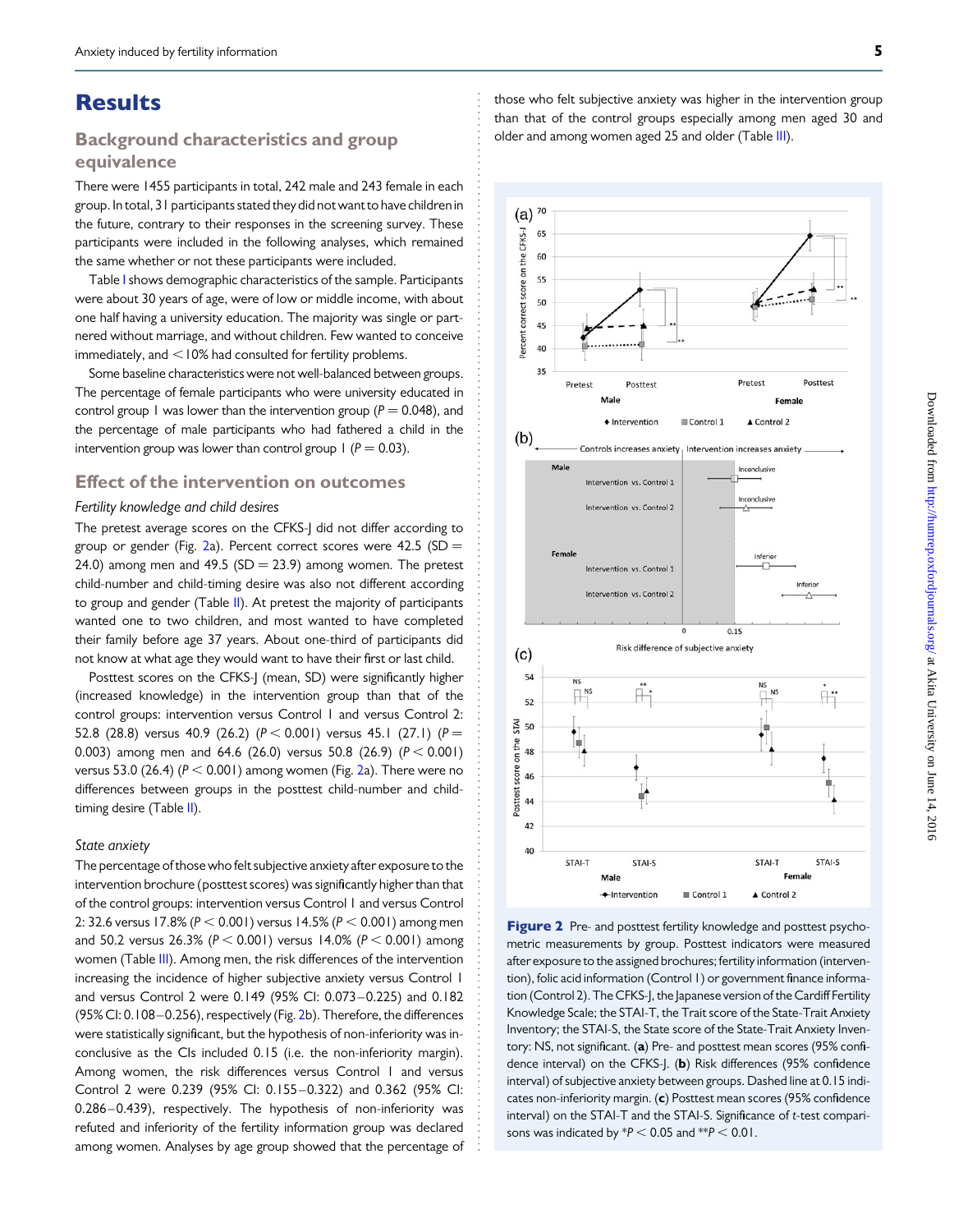# Results

## Background characteristics and group equivalence

There were 1455 participants in total, 242 male and 243 female in each group. In total, 31 participants stated they did not want to have children in the future, contrary to their responses in the screening survey. These participants were included in the following analyses, which remained the same whether or not these participants were included.

Table I shows demographic characteristics of the sample. Participants were about 30 years of age, were of low or middle income, with about one half having a university education. The majority was single or partnered without marriage, and without children. Few wanted to conceive immediately, and <10% had consulted for fertility problems.

Some baseline characteristics were not well-balanced between groups. The percentage of female participants who were university educated in control group 1 was lower than the intervention group ($P = 0.048$), and the percentage of male participants who had fathered a child in the intervention group was lower than control group 1 ($P = 0.03$).

## Effect of the intervention on outcomes

### Fertility knowledge and child desires

The pretest average scores on the CFKS-J did not differ according to group or gender (Fig. 2a). Percent correct scores were 42.5 (SD = 24.0) among men and 49.5 (SD = 23.9) among women. The pretest child-number and child-timing desire was also not different according to group and gender (Table II). At pretest the majority of participants wanted one to two children, and most wanted to have completed their family before age 37 years. About one-third of participants did not know at what age they would want to have their first or last child.

Posttest scores on the CFKS-J (mean, SD) were significantly higher (increased knowledge) in the intervention group than that of the control groups: intervention versus Control 1 and versus Control 2: 52.8 (28.8) versus 40.9 (26.2) ($P < 0.001$) versus 45.1 (27.1) ($P = 0.003$) among men and 64.6 (26.0) versus 50.8 (26.9) ($P < 0.001$) versus 53.0 (26.4) ($P < 0.001$) among women (Fig. 2a). There were no differences between groups in the posttest child-number and child-timing desire (Table II).

### State anxiety

The percentage of those who felt subjective anxiety after exposure to the intervention brochure (posttest scores) was significantly higher than that of the control groups: intervention versus Control 1 and versus Control 2: 32.6 versus 17.8% ($P < 0.001$) versus 14.5% ($P < 0.001$) among men and 50.2 versus 26.3% ($P < 0.001$) versus 14.0% ($P < 0.001$) among women (Table III). Among men, the risk differences of the intervention increasing the incidence of higher subjective anxiety versus Control 1 and versus Control 2 were 0.149 (95% CI: 0.073–0.225) and 0.182 (95% CI: 0.108–0.256), respectively (Fig. 2b). Therefore, the differences were statistically significant, but the hypothesis of non-inferiority was inconclusive as the CIs included 0.15 (i.e. the non-inferiority margin). Among women, the risk differences versus Control 1 and versus Control 2 were 0.239 (95% CI: 0.155–0.322) and 0.362 (95% CI: 0.286–0.439), respectively. The hypothesis of non-inferiority was refuted and inferiority of the fertility information group was declared among women. Analyses by age group showed that the percentage of those who felt subjective anxiety was higher in the intervention group than that of the control groups especially among men aged 30 and older and among women aged 25 and older (Table III).

**Figure 2** Pre- and posttest fertility knowledge and posttest psychometric measurements by group. Posttest indicators were measured after exposure to the assigned brochures; fertility information (intervention), folic acid information (Control 1) or government finance information (Control 2). The CFKS-J, the Japanese version of the Cardiff Fertility Knowledge Scale; the STAI-T, the Trait score of the State-Trait Anxiety Inventory; the STAI-S, the State score of the State-Trait Anxiety Inventory: NS, not significant. (**a**) Pre- and posttest mean scores (95% confidence interval) on the CFKS-J. (**b**) Risk differences (95% confidence interval) of subjective anxiety between groups. Dashed line at 0.15 indicates non-inferiority margin. (**c**) Posttest mean scores (95% confidence interval) on the STAI-T and the STAI-S. Significance of *t*-test comparisons was indicated by $^{*}P < 0.05$ and $^{**}P < 0.01$.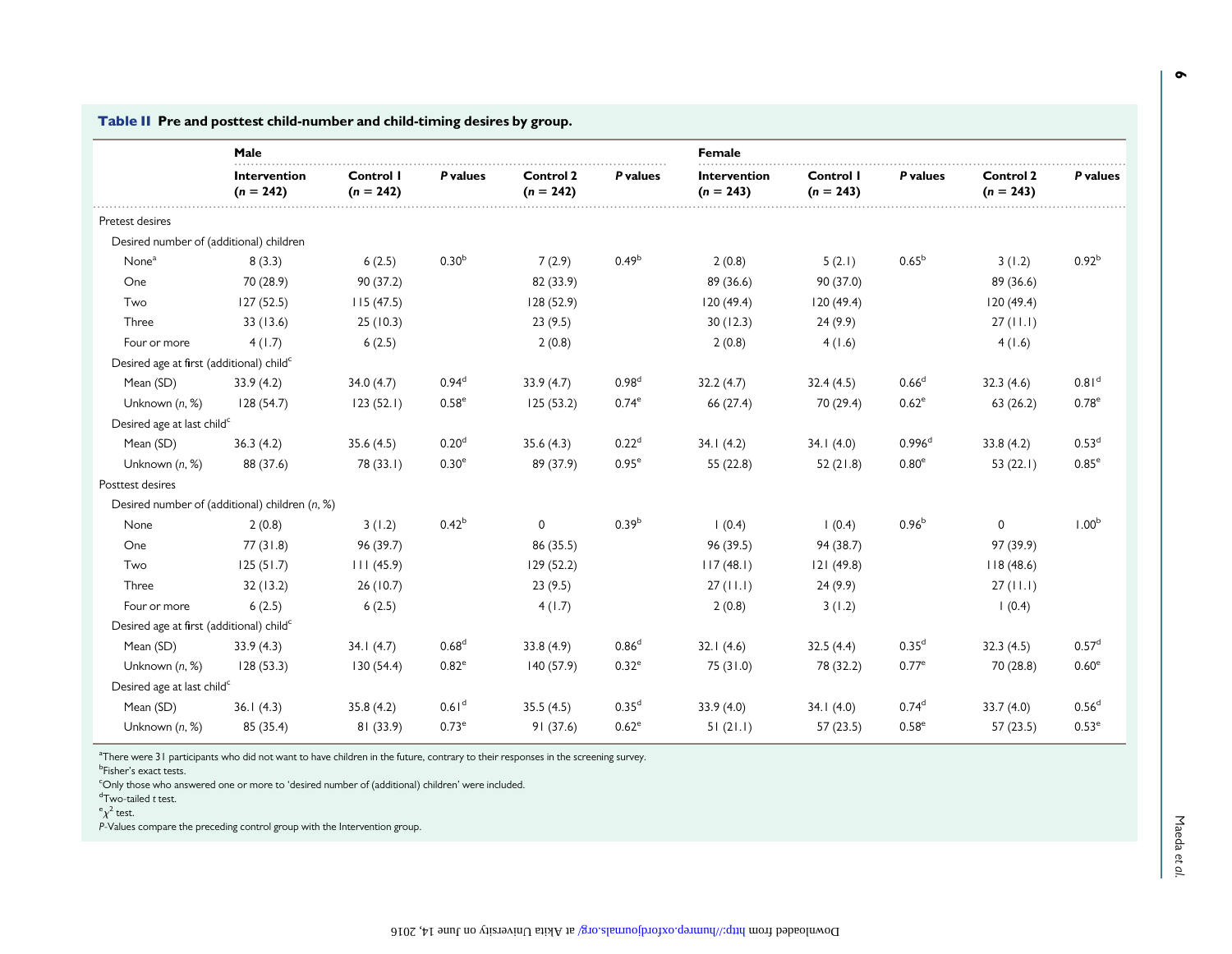**Table II** Pre and posttest child-number and child-timing desires by group.

| | Male | | | | | Female | | | | |
|---|---|---|---|---|---|---|---|---|---|---|
| | Intervention ($n$ = 242) | Control 1 ($n$ = 242) | *P* values | Control 2 ($n$ = 242) | *P* values | Intervention ($n$ = 243) | Control 1 ($n$ = 243) | *P* values | Control 2 ($n$ = 243) | *P* values |
| Pretest desires | | | | | | | | | | |
| Desired number of (additional) children | | | | | | | | | | |
| None[a] | 8 (3.3) | 6 (2.5) | 0.30[b] | 7 (2.9) | 0.49[b] | 2 (0.8) | 5 (2.1) | 0.65[b] | 3 (1.2) | 0.92[b] |
| One | 70 (28.9) | 90 (37.2) | | 82 (33.9) | | 89 (36.6) | 90 (37.0) | | 89 (36.6) | |
| Two | 127 (52.5) | 115 (47.5) | | 128 (52.9) | | 120 (49.4) | 120 (49.4) | | 120 (49.4) | |
| Three | 33 (13.6) | 25 (10.3) | | 23 (9.5) | | 30 (12.3) | 24 (9.9) | | 27 (11.1) | |
| Four or more | 4 (1.7) | 6 (2.5) | | 2 (0.8) | | 2 (0.8) | 4 (1.6) | | 4 (1.6) | |
| Desired age at first (additional) child[c] | | | | | | | | | | |
| Mean (SD) | 33.9 (4.2) | 34.0 (4.7) | 0.94[d] | 33.9 (4.7) | 0.98[d] | 32.2 (4.7) | 32.4 (4.5) | 0.66[d] | 32.3 (4.6) | 0.81[d] |
| Unknown ($n$, %) | 128 (54.7) | 123 (52.1) | 0.58[e] | 125 (53.2) | 0.74[e] | 66 (27.4) | 70 (29.4) | 0.62[e] | 63 (26.2) | 0.78[e] |
| Desired age at last child[c] | | | | | | | | | | |
| Mean (SD) | 36.3 (4.2) | 35.6 (4.5) | 0.20[d] | 35.6 (4.3) | 0.22[d] | 34.1 (4.2) | 34.1 (4.0) | 0.996[d] | 33.8 (4.2) | 0.53[d] |
| Unknown ($n$, %) | 88 (37.6) | 78 (33.1) | 0.30[e] | 89 (37.9) | 0.95[e] | 55 (22.8) | 52 (21.8) | 0.80[e] | 53 (22.1) | 0.85[e] |
| Posttest desires | | | | | | | | | | |
| Desired number of (additional) children ($n$, %) | | | | | | | | | | |
| None | 2 (0.8) | 3 (1.2) | 0.42[b] | 0 | 0.39[b] | 1 (0.4) | 1 (0.4) | 0.96[b] | 0 | 1.00[b] |
| One | 77 (31.8) | 96 (39.7) | | 86 (35.5) | | 96 (39.5) | 94 (38.7) | | 97 (39.9) | |
| Two | 125 (51.7) | 111 (45.9) | | 129 (52.2) | | 117 (48.1) | 121 (49.8) | | 118 (48.6) | |
| Three | 32 (13.2) | 26 (10.7) | | 23 (9.5) | | 27 (11.1) | 24 (9.9) | | 27 (11.1) | |
| Four or more | 6 (2.5) | 6 (2.5) | | 4 (1.7) | | 2 (0.8) | 3 (1.2) | | 1 (0.4) | |
| Desired age at first (additional) child[c] | | | | | | | | | | |
| Mean (SD) | 33.9 (4.3) | 34.1 (4.7) | 0.68[d] | 33.8 (4.9) | 0.86[d] | 32.1 (4.6) | 32.5 (4.4) | 0.35[d] | 32.3 (4.5) | 0.57[d] |
| Unknown ($n$, %) | 128 (53.3) | 130 (54.4) | 0.82[e] | 140 (57.9) | 0.32[e] | 75 (31.0) | 78 (32.2) | 0.77[e] | 70 (28.8) | 0.60[e] |
| Desired age at last child[c] | | | | | | | | | | |
| Mean (SD) | 36.1 (4.3) | 35.8 (4.2) | 0.61[d] | 35.5 (4.5) | 0.35[d] | 33.9 (4.0) | 34.1 (4.0) | 0.74[d] | 33.7 (4.0) | 0.56[d] |
| Unknown ($n$, %) | 85 (35.4) | 81 (33.9) | 0.73[e] | 91 (37.6) | 0.62[e] | 51 (21.1) | 57 (23.5) | 0.58[e] | 57 (23.5) | 0.53[e] |

[a]There were 31 participants who did not want to have children in the future, contrary to their responses in the screening survey.
[b]Fisher's exact tests.
[c]Only those who answered one or more to 'desired number of (additional) children' were included.
[d]Two-tailed *t* test.
[e]$\chi^2$ test.
*P*-Values compare the preceding control group with the Intervention group.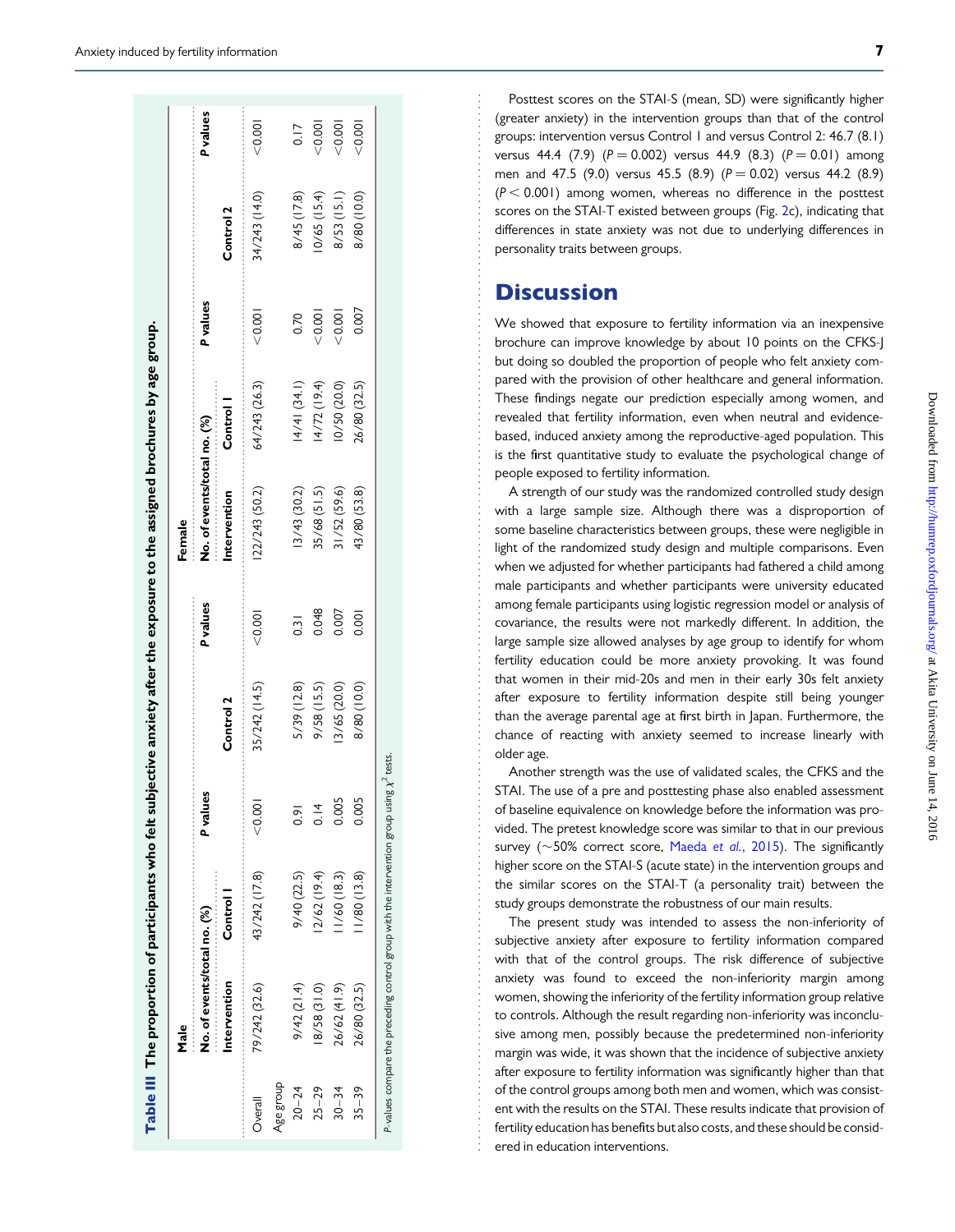**Table III** The proportion of participants who felt subjective anxiety after the exposure to the assigned brochures by age group.

| | Male | | | | | | Female | | | | | |
|---|---|---|---|---|---|---|---|---|---|---|---|---|
| | No. of events/total no. (%) | | P values | | P values | | No. of events/total no. (%) | | P values | | P values |
| | Intervention | Control 1 | | Control 2 | | | Intervention | Control 1 | | Control 2 | |
| Overall | 79/242 (32.6) | 43/242 (17.8) | <0.001 | 35/242 (14.5) | <0.001 | | 122/243 (50.2) | 64/243 (26.3) | <0.001 | 34/243 (14.0) | <0.001 |
| Age group | | | | | | | | | | | |
| 20–24 | 9/42 (21.4) | 9/40 (22.5) | 0.91 | 5/39 (12.8) | 0.31 | | 13/43 (30.2) | 14/41 (34.1) | 0.70 | 8/45 (17.8) | 0.17 |
| 25–29 | 18/58 (31.0) | 12/62 (19.4) | 0.14 | 9/58 (15.5) | 0.048 | | 35/68 (51.5) | 14/72 (19.4) | <0.001 | 10/65 (15.4) | <0.001 |
| 30–34 | 26/62 (41.9) | 11/60 (18.3) | 0.005 | 13/65 (20.0) | 0.007 | | 31/52 (59.6) | 10/50 (20.0) | <0.001 | 8/53 (15.1) | <0.001 |
| 35–39 | 26/80 (32.5) | 11/80 (13.8) | 0.005 | 8/80 (10.0) | 0.001 | | 43/80 (53.8) | 26/80 (32.5) | 0.007 | 8/80 (10.0) | <0.001 |

P-values compare the preceding control group with the intervention group using $\chi^2$ tests.

Posttest scores on the STAI-S (mean, SD) were significantly higher (greater anxiety) in the intervention groups than that of the control groups: intervention versus Control 1 and versus Control 2: 46.7 (8.1) versus 44.4 (7.9) ($P = 0.002$) versus 44.9 (8.3) ($P = 0.01$) among men and 47.5 (9.0) versus 45.5 (8.9) ($P = 0.02$) versus 44.2 (8.9) ($P < 0.001$) among women, whereas no difference in the posttest scores on the STAI-T existed between groups (Fig. 2c), indicating that differences in state anxiety was not due to underlying differences in personality traits between groups.

# Discussion

We showed that exposure to fertility information via an inexpensive brochure can improve knowledge by about 10 points on the CFKS-J but doing so doubled the proportion of people who felt anxiety compared with the provision of other healthcare and general information. These findings negate our prediction especially among women, and revealed that fertility information, even when neutral and evidence-based, induced anxiety among the reproductive-aged population. This is the first quantitative study to evaluate the psychological change of people exposed to fertility information.

A strength of our study was the randomized controlled study design with a large sample size. Although there was a disproportion of some baseline characteristics between groups, these were negligible in light of the randomized study design and multiple comparisons. Even when we adjusted for whether participants had fathered a child among male participants and whether participants were university educated among female participants using logistic regression model or analysis of covariance, the results were not markedly different. In addition, the large sample size allowed analyses by age group to identify for whom fertility education could be more anxiety provoking. It was found that women in their mid-20s and men in their early 30s felt anxiety after exposure to fertility information despite still being younger than the average parental age at first birth in Japan. Furthermore, the chance of reacting with anxiety seemed to increase linearly with older age.

Another strength was the use of validated scales, the CFKS and the STAI. The use of a pre and posttesting phase also enabled assessment of baseline equivalence on knowledge before the information was provided. The pretest knowledge score was similar to that in our previous survey (~50% correct score, Maeda *et al.*, 2015). The significantly higher score on the STAI-S (acute state) in the intervention groups and the similar scores on the STAI-T (a personality trait) between the study groups demonstrate the robustness of our main results.

The present study was intended to assess the non-inferiority of subjective anxiety after exposure to fertility information compared with that of the control groups. The risk difference of subjective anxiety was found to exceed the non-inferiority margin among women, showing the inferiority of the fertility information group relative to controls. Although the result regarding non-inferiority was inconclusive among men, possibly because the predetermined non-inferiority margin was wide, it was shown that the incidence of subjective anxiety after exposure to fertility information was significantly higher than that of the control groups among both men and women, which was consistent with the results on the STAI. These results indicate that provision of fertility education has benefits but also costs, and these should be considered in education interventions.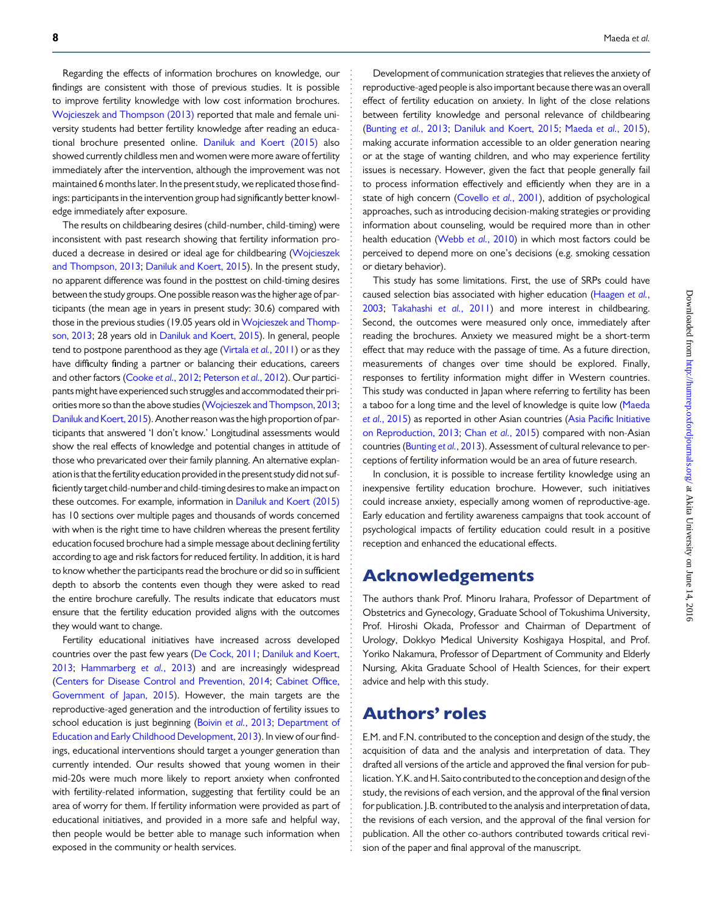Regarding the effects of information brochures on knowledge, our findings are consistent with those of previous studies. It is possible to improve fertility knowledge with low cost information brochures. Wojcieszek and Thompson (2013) reported that male and female university students had better fertility knowledge after reading an educational brochure presented online. Daniluk and Koert (2015) also showed currently childless men and women were more aware of fertility immediately after the intervention, although the improvement was not maintained 6 months later. In the present study, we replicated those findings: participants in the intervention group had significantly better knowledge immediately after exposure.

The results on childbearing desires (child-number, child-timing) were inconsistent with past research showing that fertility information produced a decrease in desired or ideal age for childbearing (Wojcieszek and Thompson, 2013; Daniluk and Koert, 2015). In the present study, no apparent difference was found in the posttest on child-timing desires between the study groups. One possible reason was the higher age of participants (the mean age in years in present study: 30.6) compared with those in the previous studies (19.05 years old in Wojcieszek and Thompson, 2013; 28 years old in Daniluk and Koert, 2015). In general, people tend to postpone parenthood as they age (Virtala *et al.*, 2011) or as they have difficulty finding a partner or balancing their educations, careers and other factors (Cooke *et al.*, 2012; Peterson *et al.*, 2012). Our participants might have experienced such struggles and accommodated their priorities more so than the above studies (Wojcieszek and Thompson, 2013; Daniluk and Koert, 2015). Another reason was the high proportion of participants that answered 'I don't know.' Longitudinal assessments would show the real effects of knowledge and potential changes in attitude of those who prevaricated over their family planning. An alternative explanation is that the fertility education provided in the present study did not sufficiently target child-number and child-timing desires to make an impact on these outcomes. For example, information in Daniluk and Koert (2015) has 10 sections over multiple pages and thousands of words concerned with when is the right time to have children whereas the present fertility education focused brochure had a simple message about declining fertility according to age and risk factors for reduced fertility. In addition, it is hard to know whether the participants read the brochure or did so in sufficient depth to absorb the contents even though they were asked to read the entire brochure carefully. The results indicate that educators must ensure that the fertility education provided aligns with the outcomes they would want to change.

Fertility educational initiatives have increased across developed countries over the past few years (De Cock, 2011; Daniluk and Koert, 2013; Hammarberg *et al.*, 2013) and are increasingly widespread (Centers for Disease Control and Prevention, 2014; Cabinet Office, Government of Japan, 2015). However, the main targets are the reproductive-aged generation and the introduction of fertility issues to school education is just beginning (Boivin *et al.*, 2013; Department of Education and Early Childhood Development, 2013). In view of our findings, educational interventions should target a younger generation than currently intended. Our results showed that young women in their mid-20s were much more likely to report anxiety when confronted with fertility-related information, suggesting that fertility could be an area of worry for them. If fertility information were provided as part of educational initiatives, and provided in a more safe and helpful way, then people would be better able to manage such information when exposed in the community or health services.

Development of communication strategies that relieves the anxiety of reproductive-aged people is also important because there was an overall effect of fertility education on anxiety. In light of the close relations between fertility knowledge and personal relevance of childbearing (Bunting *et al.*, 2013; Daniluk and Koert, 2015; Maeda *et al.*, 2015), making accurate information accessible to an older generation nearing or at the stage of wanting children, and who may experience fertility issues is necessary. However, given the fact that people generally fail to process information effectively and efficiently when they are in a state of high concern (Covello *et al.*, 2001), addition of psychological approaches, such as introducing decision-making strategies or providing information about counseling, would be required more than in other health education (Webb *et al.*, 2010) in which most factors could be perceived to depend more on one's decisions (e.g. smoking cessation or dietary behavior).

This study has some limitations. First, the use of SRPs could have caused selection bias associated with higher education (Haagen *et al.*, 2003; Takahashi *et al.*, 2011) and more interest in childbearing. Second, the outcomes were measured only once, immediately after reading the brochures. Anxiety we measured might be a short-term effect that may reduce with the passage of time. As a future direction, measurements of changes over time should be explored. Finally, responses to fertility information might differ in Western countries. This study was conducted in Japan where referring to fertility has been a taboo for a long time and the level of knowledge is quite low (Maeda *et al.*, 2015) as reported in other Asian countries (Asia Pacific Initiative on Reproduction, 2013; Chan *et al.*, 2015) compared with non-Asian countries (Bunting *et al.*, 2013). Assessment of cultural relevance to perceptions of fertility information would be an area of future research.

In conclusion, it is possible to increase fertility knowledge using an inexpensive fertility education brochure. However, such initiatives could increase anxiety, especially among women of reproductive-age. Early education and fertility awareness campaigns that took account of psychological impacts of fertility education could result in a positive reception and enhanced the educational effects.

# Acknowledgements

The authors thank Prof. Minoru Irahara, Professor of Department of Obstetrics and Gynecology, Graduate School of Tokushima University, Prof. Hiroshi Okada, Professor and Chairman of Department of Urology, Dokkyo Medical University Koshigaya Hospital, and Prof. Yoriko Nakamura, Professor of Department of Community and Elderly Nursing, Akita Graduate School of Health Sciences, for their expert advice and help with this study.

# Authors' roles

E.M. and F.N. contributed to the conception and design of the study, the acquisition of data and the analysis and interpretation of data. They drafted all versions of the article and approved the final version for publication. Y.K. and H. Saito contributed to the conception and design of the study, the revisions of each version, and the approval of the final version for publication. J.B. contributed to the analysis and interpretation of data, the revisions of each version, and the approval of the final version for publication. All the other co-authors contributed towards critical revision of the paper and final approval of the manuscript.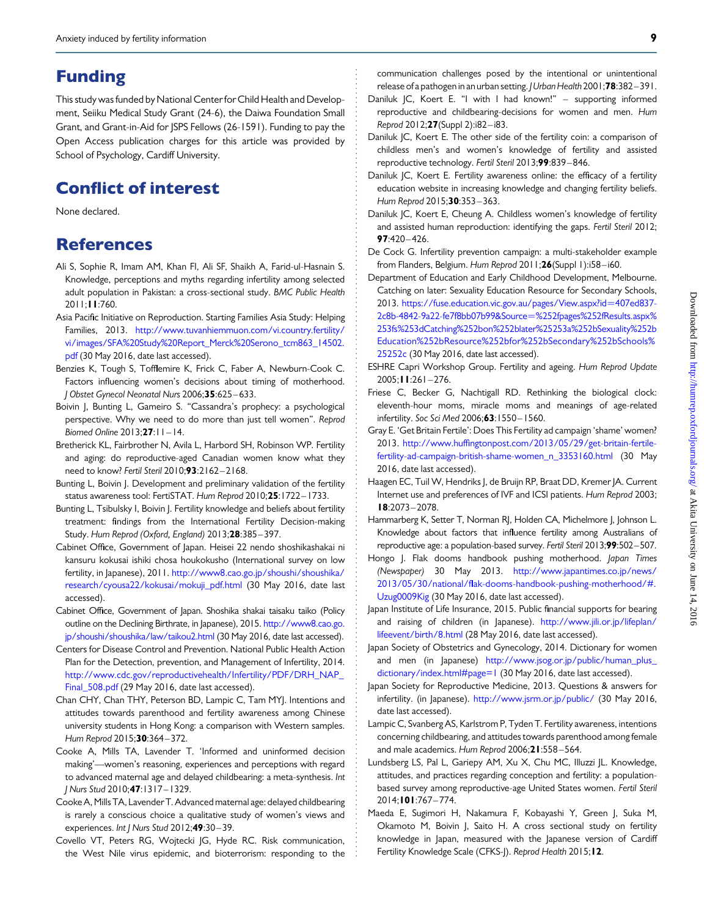## Funding

This study was funded by National Center for Child Health and Development, Seiiku Medical Study Grant (24-6), the Daiwa Foundation Small Grant, and Grant-in-Aid for JSPS Fellows (26-1591). Funding to pay the Open Access publication charges for this article was provided by School of Psychology, Cardiff University.

## Conflict of interest

None declared.

## References

Ali S, Sophie R, Imam AM, Khan FI, Ali SF, Shaikh A, Farid-ul-Hasnain S. Knowledge, perceptions and myths regarding infertility among selected adult population in Pakistan: a cross-sectional study. *BMC Public Health* 2011;**11**:760.

Asia Pacific Initiative on Reproduction. Starting Families Asia Study: Helping Families, 2013. http://www.tuvanhiemmuon.com/vi.country.fertility/vi/images/SFA%20Study%20Report_Merck%20Serono_tcm863_14502.pdf (30 May 2016, date last accessed).

Benzies K, Tough S, Tofflemire K, Frick C, Faber A, Newburn-Cook C. Factors influencing women's decisions about timing of motherhood. *J Obstet Gynecol Neonatal Nurs* 2006;**35**:625–633.

Boivin J, Bunting L, Gameiro S. "Cassandra's prophecy: a psychological perspective. Why we need to do more than just tell women". *Reprod Biomed Online* 2013;**27**:11–14.

Bretherick KL, Fairbrother N, Avila L, Harbord SH, Robinson WP. Fertility and aging: do reproductive-aged Canadian women know what they need to know? *Fertil Steril* 2010;**93**:2162–2168.

Bunting L, Boivin J. Development and preliminary validation of the fertility status awareness tool: FertiSTAT. *Hum Reprod* 2010;**25**:1722–1733.

Bunting L, Tsibulsky I, Boivin J. Fertility knowledge and beliefs about fertility treatment: findings from the International Fertility Decision-making Study. *Hum Reprod (Oxford, England)* 2013;**28**:385–397.

Cabinet Office, Government of Japan. Heisei 22 nendo shoshikashakai ni kansuru kokusai ishiki chosa houkokusho (International survey on low fertility, in Japanese), 2011. http://www8.cao.go.jp/shoushi/shoushika/research/cyousa22/kokusai/mokuji_pdf.html (30 May 2016, date last accessed).

Cabinet Office, Government of Japan. Shoshika shakai taisaku taiko (Policy outline on the Declining Birthrate, in Japanese), 2015. http://www8.cao.go.jp/shoushi/shoushika/law/taikou2.html (30 May 2016, date last accessed).

Centers for Disease Control and Prevention. National Public Health Action Plan for the Detection, prevention, and Management of Infertility, 2014. http://www.cdc.gov/reproductivehealth/Infertility/PDF/DRH_NAP_Final_508.pdf (29 May 2016, date last accessed).

Chan CHY, Chan THY, Peterson BD, Lampic C, Tam MYJ. Intentions and attitudes towards parenthood and fertility awareness among Chinese university students in Hong Kong: a comparison with Western samples. *Hum Reprod* 2015;**30**:364–372.

Cooke A, Mills TA, Lavender T. 'Informed and uninformed decision making'—women's reasoning, experiences and perceptions with regard to advanced maternal age and delayed childbearing: a meta-synthesis. *Int J Nurs Stud* 2010;**47**:1317–1329.

Cooke A, Mills TA, Lavender T. Advanced maternal age: delayed childbearing is rarely a conscious choice a qualitative study of women's views and experiences. *Int J Nurs Stud* 2012;**49**:30–39.

Covello VT, Peters RG, Wojtecki JG, Hyde RC. Risk communication, the West Nile virus epidemic, and bioterrorism: responding to the communication challenges posed by the intentional or unintentional release of a pathogen in an urban setting. *J Urban Health* 2001;**78**:382–391.

Daniluk JC, Koert E. "I with I had known!" – supporting informed reproductive and childbearing-decisions for women and men. *Hum Reprod* 2012;**27**(Suppl 2):i82–i83.

Daniluk JC, Koert E. The other side of the fertility coin: a comparison of childless men's and women's knowledge of fertility and assisted reproductive technology. *Fertil Steril* 2013;**99**:839–846.

Daniluk JC, Koert E. Fertility awareness online: the efficacy of a fertility education website in increasing knowledge and changing fertility beliefs. *Hum Reprod* 2015;**30**:353–363.

Daniluk JC, Koert E, Cheung A. Childless women's knowledge of fertility and assisted human reproduction: identifying the gaps. *Fertil Steril* 2012; **97**:420–426.

De Cock G. Infertility prevention campaign: a multi-stakeholder example from Flanders, Belgium. *Hum Reprod* 2011;**26**(Suppl 1):i58–i60.

Department of Education and Early Childhood Development, Melbourne. Catching on later: Sexuality Education Resource for Secondary Schools, 2013. https://fuse.education.vic.gov.au/pages/View.aspx?id=407ed837-2c8b-4842-9a22-fe7f8bb07b99&Source=%252fpages%252fResults.aspx%253fs%253dCatching%252bon%252blater%25253a%252bSexuality%252bEducation%252bResource%252bfor%252bSecondary%252bSchools%25252c (30 May 2016, date last accessed).

ESHRE Capri Workshop Group. Fertility and ageing. *Hum Reprod Update* 2005;**11**:261–276.

Friese C, Becker G, Nachtigall RD. Rethinking the biological clock: eleventh-hour moms, miracle moms and meanings of age-related infertility. *Soc Sci Med* 2006;**63**:1550–1560.

Gray E. 'Get Britain Fertile': Does This Fertility ad campaign 'shame' women? 2013. http://www.huffingtonpost.com/2013/05/29/get-britain-fertile-fertility-ad-campaign-british-shame-women_n_3353160.html (30 May 2016, date last accessed).

Haagen EC, Tuil W, Hendriks J, de Bruijn RP, Braat DD, Kremer JA. Current Internet use and preferences of IVF and ICSI patients. *Hum Reprod* 2003; **18**:2073–2078.

Hammarberg K, Setter T, Norman RJ, Holden CA, Michelmore J, Johnson L. Knowledge about factors that influence fertility among Australians of reproductive age: a population-based survey. *Fertil Steril* 2013;**99**:502–507.

Hongo J. Flak dooms handbook pushing motherhood. *Japan Times (Newspaper)* 30 May 2013. http://www.japantimes.co.jp/news/2013/05/30/national/flak-dooms-handbook-pushing-motherhood/#.Uzug0009Kig (30 May 2016, date last accessed).

Japan Institute of Life Insurance, 2015. Public financial supports for bearing and raising of children (in Japanese). http://www.jili.or.jp/lifeplan/lifeevent/birth/8.html (28 May 2016, date last accessed).

Japan Society of Obstetrics and Gynecology, 2014. Dictionary for women and men (in Japanese) http://www.jsog.or.jp/public/human_plus_dictionary/index.html#page=1 (30 May 2016, date last accessed).

Japan Society for Reproductive Medicine, 2013. Questions & answers for infertility. (in Japanese). http://www.jsrm.or.jp/public/ (30 May 2016, date last accessed).

Lampic C, Svanberg AS, Karlstrom P, Tyden T. Fertility awareness, intentions concerning childbearing, and attitudes towards parenthood among female and male academics. *Hum Reprod* 2006;**21**:558–564.

Lundsberg LS, Pal L, Gariepy AM, Xu X, Chu MC, Illuzzi JL. Knowledge, attitudes, and practices regarding conception and fertility: a population-based survey among reproductive-age United States women. *Fertil Steril* 2014;**101**:767–774.

Maeda E, Sugimori H, Nakamura F, Kobayashi Y, Green J, Suka M, Okamoto M, Boivin J, Saito H. A cross sectional study on fertility knowledge in Japan, measured with the Japanese version of Cardiff Fertility Knowledge Scale (CFKS-J). *Reprod Health* 2015;**12**.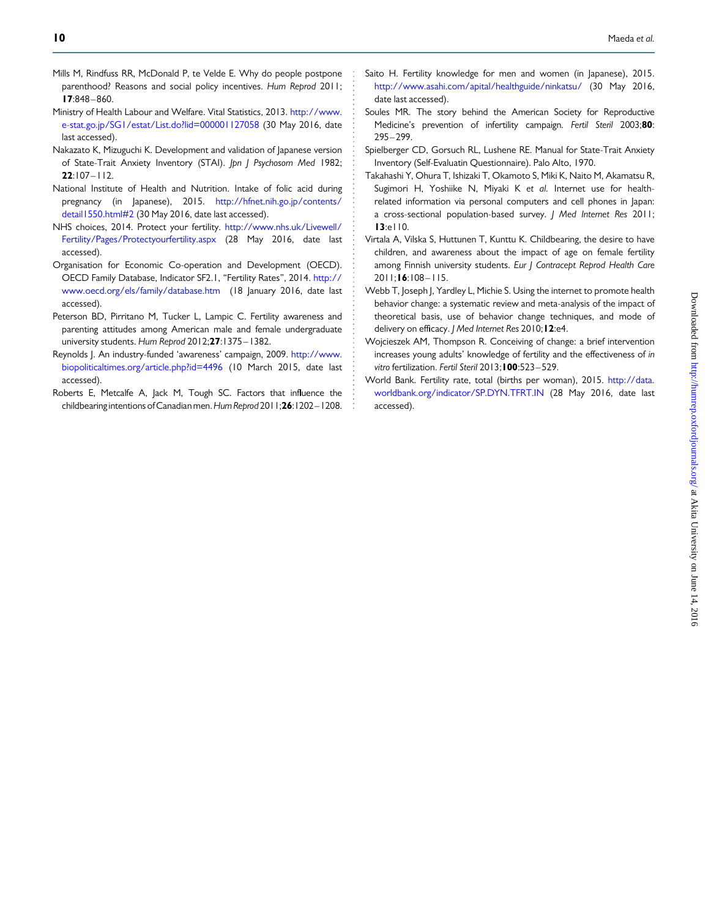Mills M, Rindfuss RR, McDonald P, te Velde E. Why do people postpone parenthood? Reasons and social policy incentives. *Hum Reprod* 2011; **17**:848–860.

Ministry of Health Labour and Welfare. Vital Statistics, 2013. http://www.e-stat.go.jp/SG1/estat/List.do?lid=000001127058 (30 May 2016, date last accessed).

Nakazato K, Mizuguchi K. Development and validation of Japanese version of State-Trait Anxiety Inventory (STAI). *Jpn J Psychosom Med* 1982; **22**:107–112.

National Institute of Health and Nutrition. Intake of folic acid during pregnancy (in Japanese), 2015. http://hfnet.nih.go.jp/contents/detail1550.html#2 (30 May 2016, date last accessed).

NHS choices, 2014. Protect your fertility. http://www.nhs.uk/Livewell/Fertility/Pages/Protectyourfertility.aspx (28 May 2016, date last accessed).

Organisation for Economic Co-operation and Development (OECD). OECD Family Database, Indicator SF2.1, "Fertility Rates", 2014. http://www.oecd.org/els/family/database.htm (18 January 2016, date last accessed).

Peterson BD, Pirritano M, Tucker L, Lampic C. Fertility awareness and parenting attitudes among American male and female undergraduate university students. *Hum Reprod* 2012;**27**:1375–1382.

Reynolds J. An industry-funded 'awareness' campaign, 2009. http://www.biopoliticaltimes.org/article.php?id=4496 (10 March 2015, date last accessed).

Roberts E, Metcalfe A, Jack M, Tough SC. Factors that influence the childbearing intentions of Canadian men. *Hum Reprod* 2011;**26**:1202–1208.

Saito H. Fertility knowledge for men and women (in Japanese), 2015. http://www.asahi.com/apital/healthguide/ninkatsu/ (30 May 2016, date last accessed).

Soules MR. The story behind the American Society for Reproductive Medicine's prevention of infertility campaign. *Fertil Steril* 2003;**80**: 295–299.

Spielberger CD, Gorsuch RL, Lushene RE. Manual for State-Trait Anxiety Inventory (Self-Evaluatin Questionnaire). Palo Alto, 1970.

Takahashi Y, Ohura T, Ishizaki T, Okamoto S, Miki K, Naito M, Akamatsu R, Sugimori H, Yoshiike N, Miyaki K *et al.* Internet use for health-related information via personal computers and cell phones in Japan: a cross-sectional population-based survey. *J Med Internet Res* 2011; **13**:e110.

Virtala A, Vilska S, Huttunen T, Kunttu K. Childbearing, the desire to have children, and awareness about the impact of age on female fertility among Finnish university students. *Eur J Contracept Reprod Health Care* 2011;**16**:108–115.

Webb T, Joseph J, Yardley L, Michie S. Using the internet to promote health behavior change: a systematic review and meta-analysis of the impact of theoretical basis, use of behavior change techniques, and mode of delivery on efficacy. *J Med Internet Res* 2010;**12**:e4.

Wojcieszek AM, Thompson R. Conceiving of change: a brief intervention increases young adults' knowledge of fertility and the effectiveness of *in vitro* fertilization. *Fertil Steril* 2013;**100**:523–529.

World Bank. Fertility rate, total (births per woman), 2015. http://data.worldbank.org/indicator/SP.DYN.TFRT.IN (28 May 2016, date last accessed).